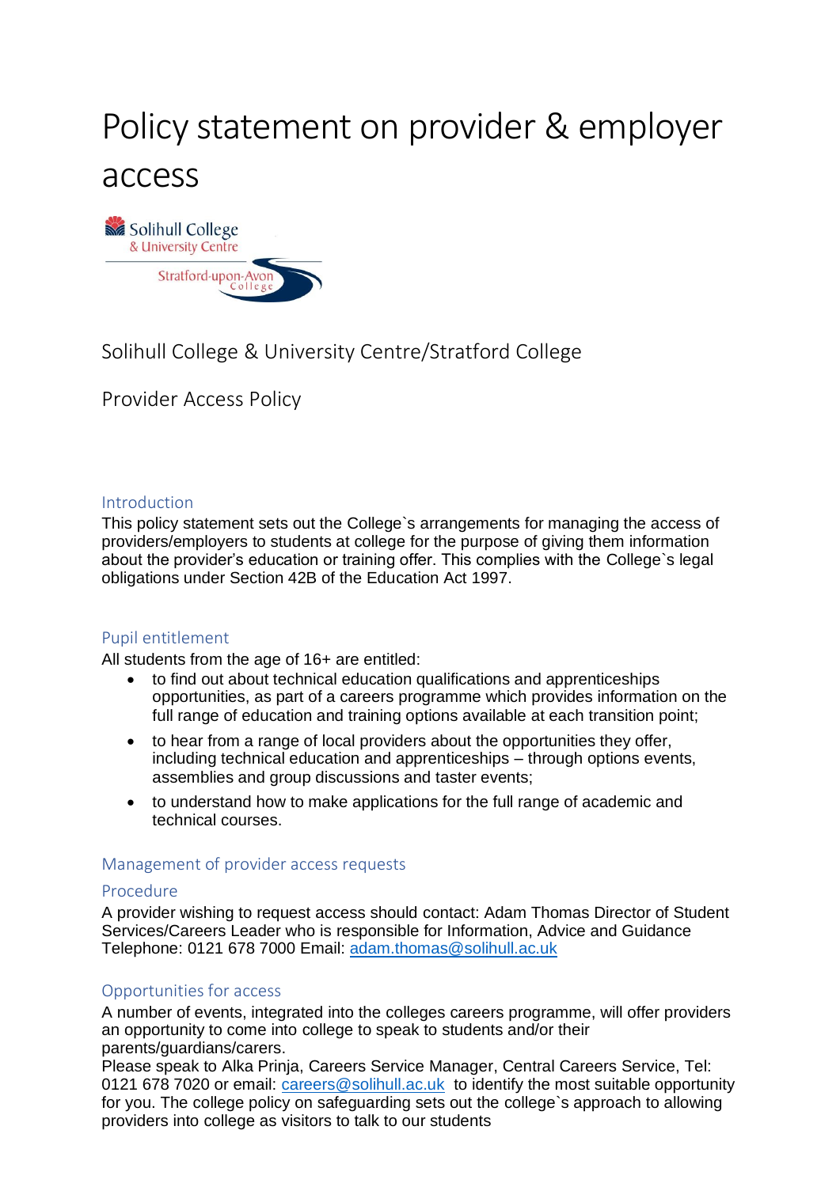# Policy statement on provider & employer access

Solihull College & University Centre/Stratford College

Provider Access Policy

## Introduction

This policy statement sets out the College`s arrangements for managing the access of providers/employers to students at college for the purpose of giving them information about the provider's education or training offer. This complies with the College`s legal obligations under Section 42B of the Education Act 1997.

## Pupil entitlement

All students from the age of 16+ are entitled:

- to find out about technical education qualifications and apprenticeships opportunities, as part of a careers programme which provides information on the full range of education and training options available at each transition point;
- to hear from a range of local providers about the opportunities they offer, including technical education and apprenticeships – through options events, assemblies and group discussions and taster events;
- to understand how to make applications for the full range of academic and technical courses.

## Management of provider access requests

### Procedure

A provider wishing to request access should contact: Adam Thomas Director of Student Services/Careers Leader who is responsible for Information, Advice and Guidance Telephone: 0121 678 7000 Email: adam.thomas@solihull.ac.uk

### Opportunities for access

A number of events, integrated into the colleges careers programme, will offer providers an opportunity to come into college to speak to students and/or their parents/guardians/carers.

Please speak to Alka Prinja, Careers Service Manager, Central Careers Service, Tel: 0121 678 7020 or email: careers@solihull.ac.uk to identify the most suitable opportunity for you. The college policy on safeguarding sets out the college`s approach to allowing providers into college as visitors to talk to our students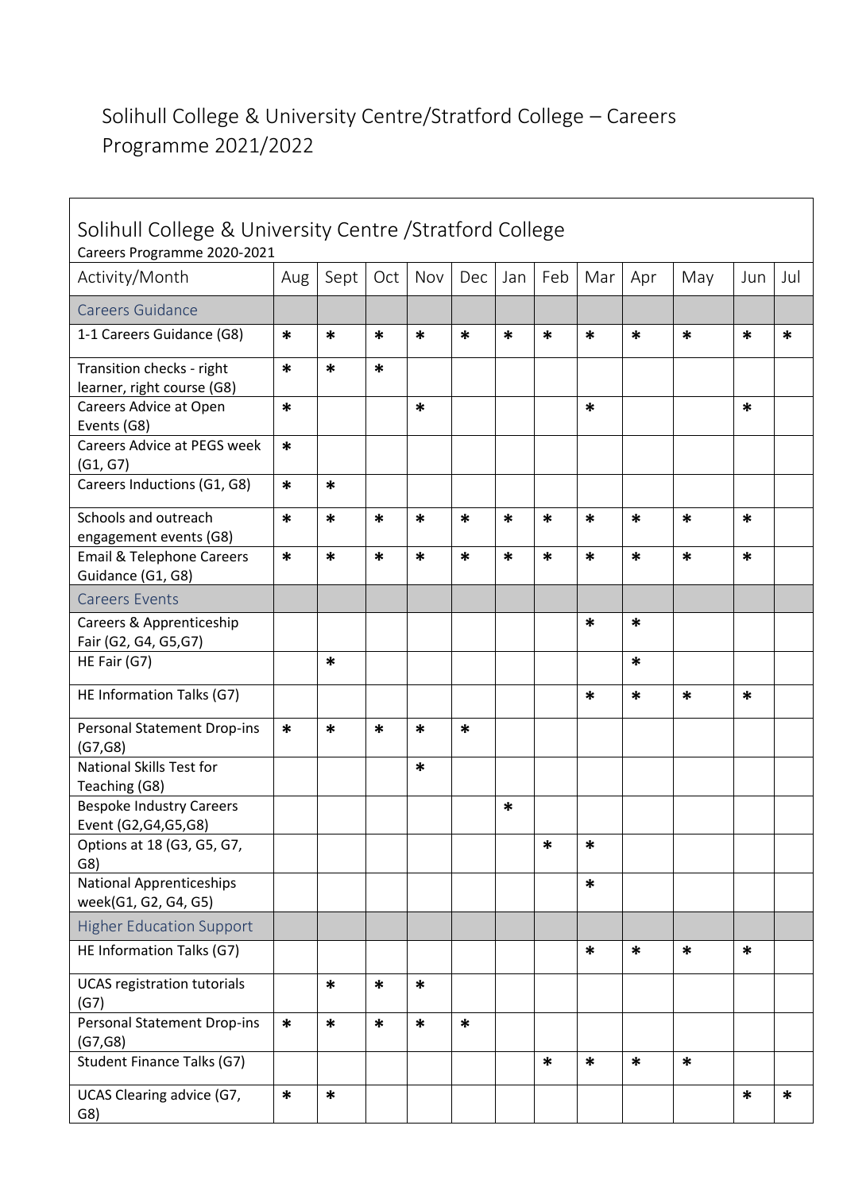# Solihull College & University Centre/Stratford College – Careers Programme 2021/2022

| Solihull College & University Centre /Stratford College<br>Careers Programme 2020-2021 | | | | | | | | | | | | |
|---|---|---|---|---|---|---|---|---|---|---|---|---|
| Activity/Month | Aug | Sept | Oct | Nov | Dec | Jan | Feb | Mar | Apr | May | Jun | Jul |
| Careers Guidance | | | | | | | | | | | | |
| 1-1 Careers Guidance (G8) | * | * | * | * | * | * | * | * | * | * | * | * |
| Transition checks - right learner, right course (G8) | * | * | * | | | | | | | | | |
| Careers Advice at Open Events (G8) | * | | | * | | | | * | | | * | |
| Careers Advice at PEGS week (G1, G7) | * | | | | | | | | | | | |
| Careers Inductions (G1, G8) | * | * | | | | | | | | | | |
| Schools and outreach engagement events (G8) | * | * | * | * | * | * | * | * | * | * | * | |
| Email & Telephone Careers Guidance (G1, G8) | * | * | * | * | * | * | * | * | * | * | * | |
| Careers Events | | | | | | | | | | | | |
| Careers & Apprenticeship Fair (G2, G4, G5,G7) | | | | | | | | * | * | | | |
| HE Fair (G7) | | * | | | | | | | * | | | |
| HE Information Talks (G7) | | | | | | | | * | * | * | * | |
| Personal Statement Drop-ins (G7,G8) | * | * | * | * | * | | | | | | | |
| National Skills Test for Teaching (G8) | | | | * | | | | | | | | |
| Bespoke Industry Careers Event (G2,G4,G5,G8) | | | | | | * | | | | | | |
| Options at 18 (G3, G5, G7, G8) | | | | | | | * | * | | | | |
| National Apprenticeships week(G1, G2, G4, G5) | | | | | | | | * | | | | |
| Higher Education Support | | | | | | | | | | | | |
| HE Information Talks (G7) | | | | | | | | * | * | * | * | |
| UCAS registration tutorials (G7) | | * | * | * | | | | | | | | |
| Personal Statement Drop-ins (G7,G8) | * | * | * | * | * | | | | | | | |
| Student Finance Talks (G7) | | | | | | | * | * | * | * | | |
| UCAS Clearing advice (G7, G8) | * | * | | | | | | | | | * | * |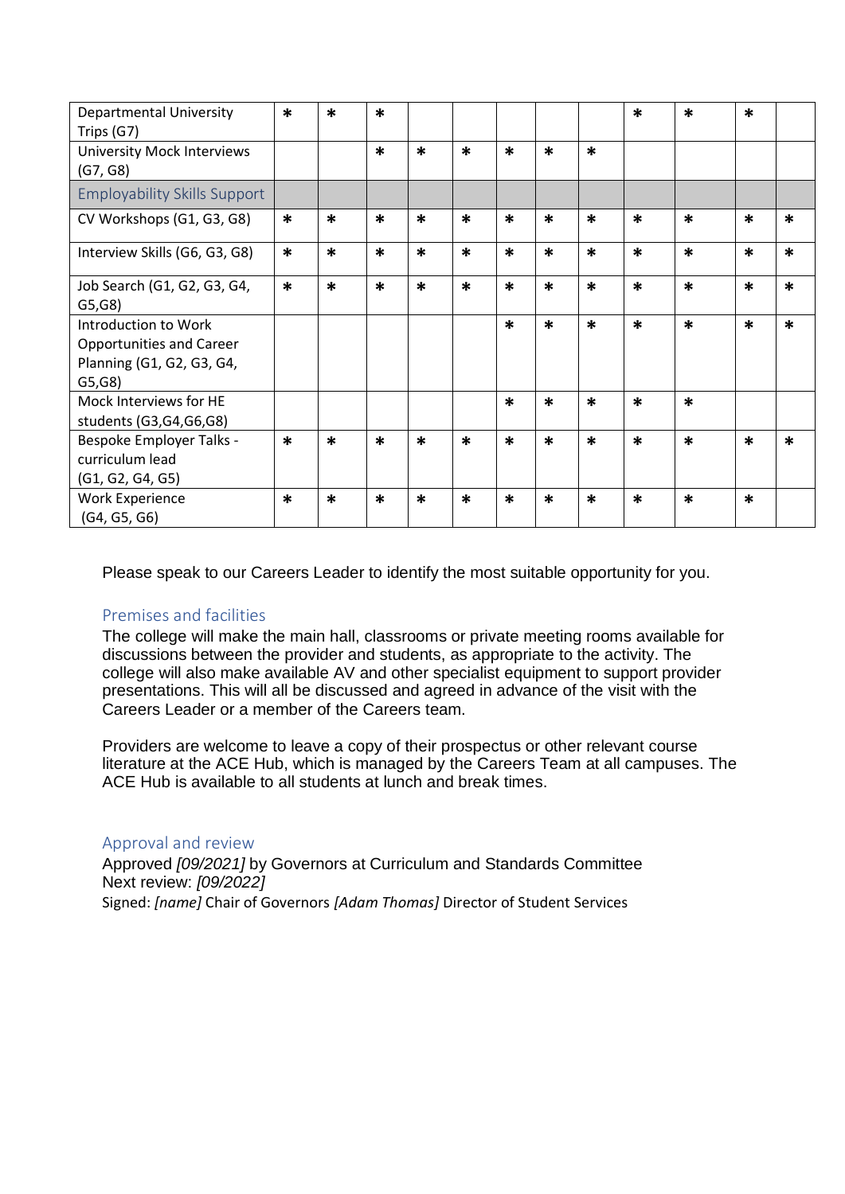| | | | | | | | | | | | | |
|---|---|---|---|---|---|---|---|---|---|---|---|---|
| Departmental University Trips (G7) | * | * | * | | | | | | * | * | * | |
| University Mock Interviews (G7, G8) | | | * | * | * | * | * | * | | | | |
| Employability Skills Support | | | | | | | | | | | | |
| CV Workshops (G1, G3, G8) | * | * | * | * | * | * | * | * | * | * | * | * |
| Interview Skills (G6, G3, G8) | * | * | * | * | * | * | * | * | * | * | * | * |
| Job Search (G1, G2, G3, G4, G5,G8) | * | * | * | * | * | * | * | * | * | * | * | * |
| Introduction to Work Opportunities and Career Planning (G1, G2, G3, G4, G5,G8) | | | | | | * | * | * | * | * | * | * |
| Mock Interviews for HE students (G3,G4,G6,G8) | | | | | | * | * | * | * | * | | |
| Bespoke Employer Talks - curriculum lead (G1, G2, G4, G5) | * | * | * | * | * | * | * | * | * | * | * | * |
| Work Experience (G4, G5, G6) | * | * | * | * | * | * | * | * | * | * | * | |

Please speak to our Careers Leader to identify the most suitable opportunity for you.

## Premises and facilities

The college will make the main hall, classrooms or private meeting rooms available for discussions between the provider and students, as appropriate to the activity. The college will also make available AV and other specialist equipment to support provider presentations. This will all be discussed and agreed in advance of the visit with the Careers Leader or a member of the Careers team.

Providers are welcome to leave a copy of their prospectus or other relevant course literature at the ACE Hub, which is managed by the Careers Team at all campuses. The ACE Hub is available to all students at lunch and break times.

## Approval and review

Approved *[09/2021]* by Governors at Curriculum and Standards Committee
Next review: *[09/2022]*
Signed: *[name]* Chair of Governors *[Adam Thomas]* Director of Student Services